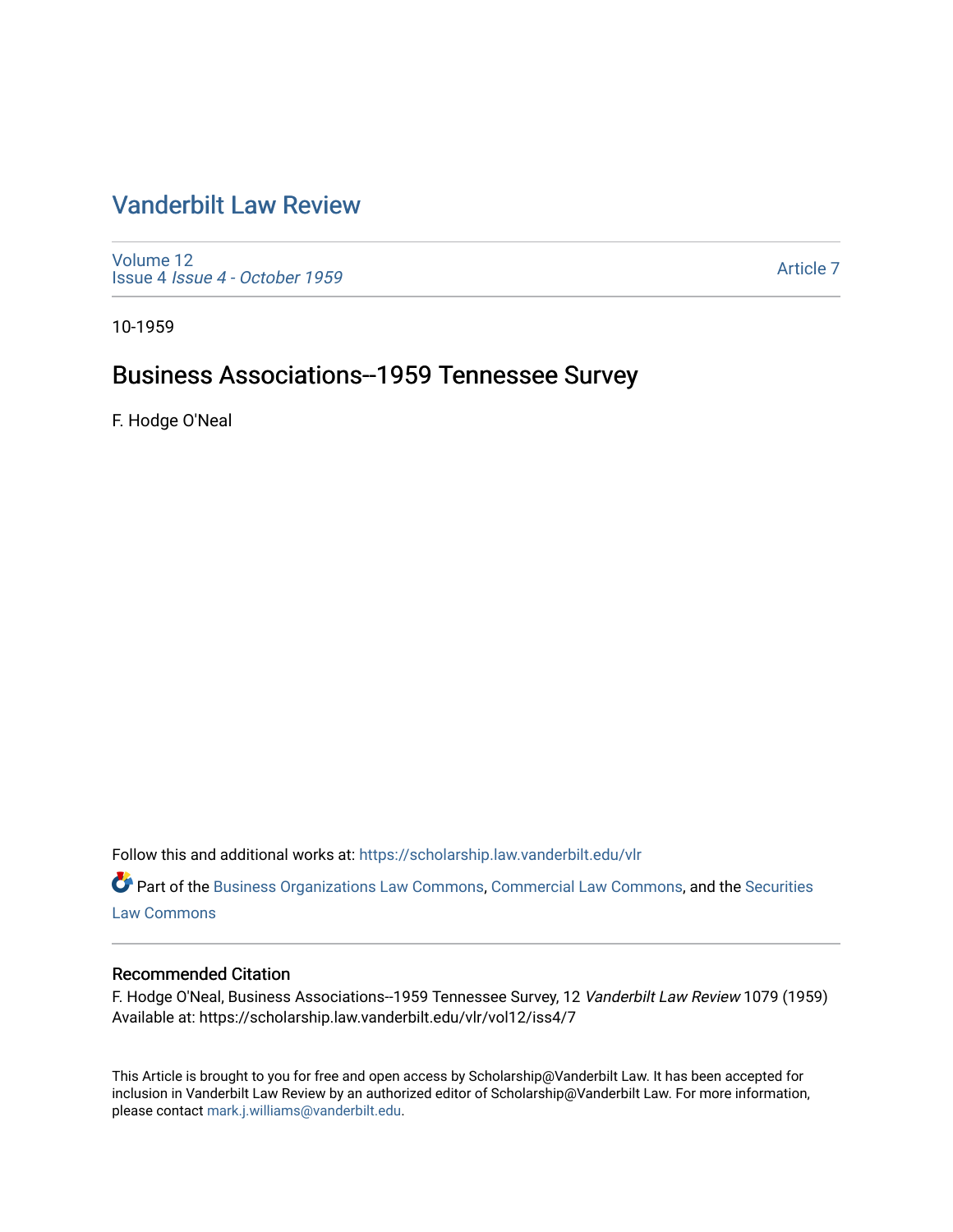# Vanderbilt Law Review

Volume 12
Issue 4 *Issue 4 - October 1959*

Article 7

10-1959

## Business Associations--1959 Tennessee Survey

F. Hodge O'Neal

Follow this and additional works at: https://scholarship.law.vanderbilt.edu/vlr

Part of the Business Organizations Law Commons, Commercial Law Commons, and the Securities Law Commons

### Recommended Citation

F. Hodge O'Neal, Business Associations--1959 Tennessee Survey, 12 *Vanderbilt Law Review* 1079 (1959)
Available at: https://scholarship.law.vanderbilt.edu/vlr/vol12/iss4/7

This Article is brought to you for free and open access by Scholarship@Vanderbilt Law. It has been accepted for inclusion in Vanderbilt Law Review by an authorized editor of Scholarship@Vanderbilt Law. For more information, please contact mark.j.williams@vanderbilt.edu.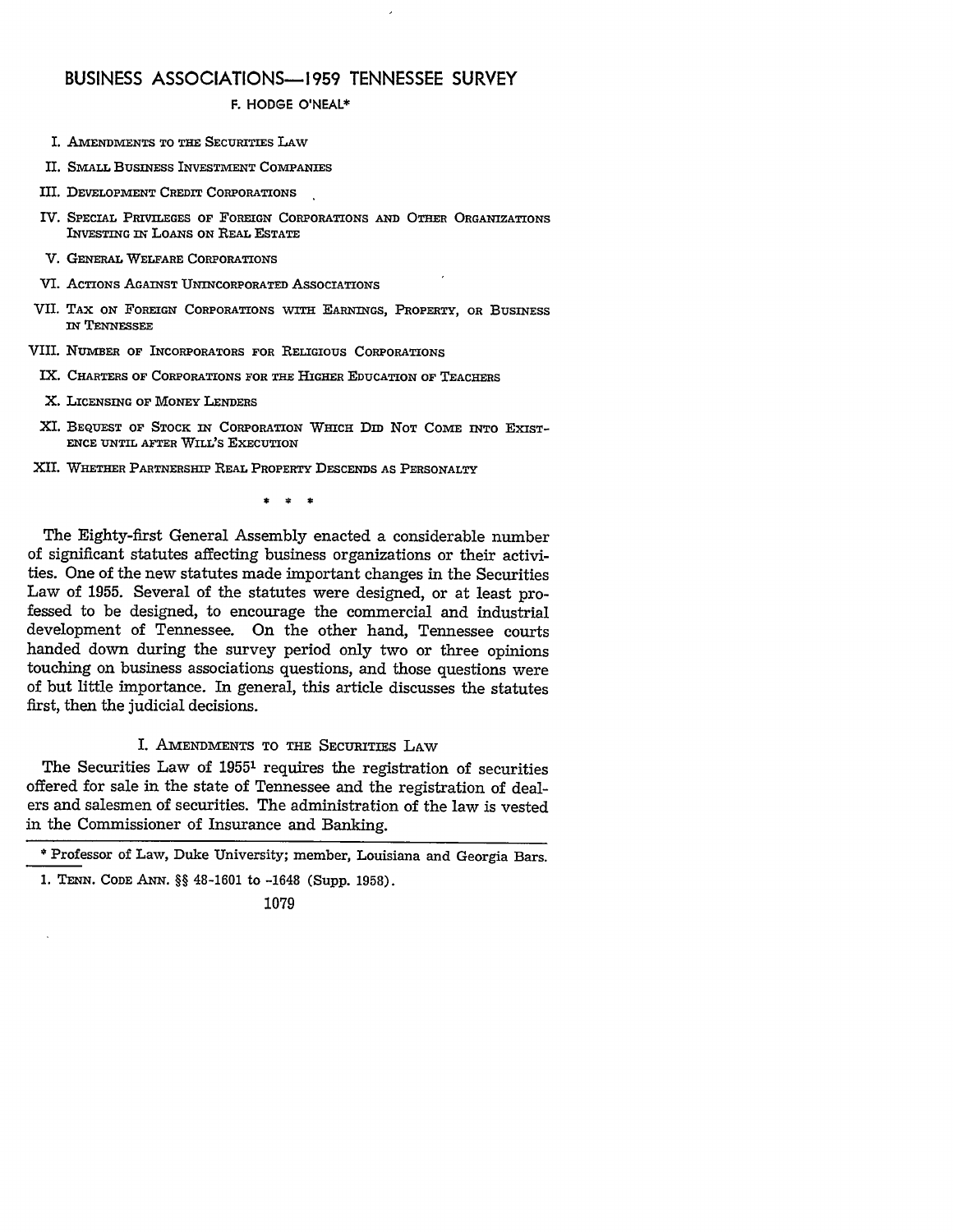# BUSINESS ASSOCIATIONS—1959 TENNESSEE SURVEY

F. HODGE O'NEAL*

I. AMENDMENTS TO THE SECURITIES LAW

II. SMALL BUSINESS INVESTMENT COMPANIES

III. DEVELOPMENT CREDIT CORPORATIONS

IV. SPECIAL PRIVILEGES OF FOREIGN CORPORATIONS AND OTHER ORGANIZATIONS INVESTING IN LOANS ON REAL ESTATE

V. GENERAL WELFARE CORPORATIONS

VI. ACTIONS AGAINST UNINCORPORATED ASSOCIATIONS

VII. TAX ON FOREIGN CORPORATIONS WITH EARNINGS, PROPERTY, OR BUSINESS IN TENNESSEE

VIII. NUMBER OF INCORPORATORS FOR RELIGIOUS CORPORATIONS

IX. CHARTERS OF CORPORATIONS FOR THE HIGHER EDUCATION OF TEACHERS

X. LICENSING OF MONEY LENDERS

XI. BEQUEST OF STOCK IN CORPORATION WHICH DID NOT COME INTO EXISTENCE UNTIL AFTER WILL'S EXECUTION

XII. WHETHER PARTNERSHIP REAL PROPERTY DESCENDS AS PERSONALTY

\* \* \*

The Eighty-first General Assembly enacted a considerable number of significant statutes affecting business organizations or their activities. One of the new statutes made important changes in the Securities Law of 1955. Several of the statutes were designed, or at least professed to be designed, to encourage the commercial and industrial development of Tennessee. On the other hand, Tennessee courts handed down during the survey period only two or three opinions touching on business associations questions, and those questions were of but little importance. In general, this article discusses the statutes first, then the judicial decisions.

## I. AMENDMENTS TO THE SECURITIES LAW

The Securities Law of 1955[1] requires the registration of securities offered for sale in the state of Tennessee and the registration of dealers and salesmen of securities. The administration of the law is vested in the Commissioner of Insurance and Banking.

---

\* Professor of Law, Duke University; member, Louisiana and Georgia Bars.

1. TENN. CODE ANN. §§ 48-1601 to -1648 (Supp. 1958).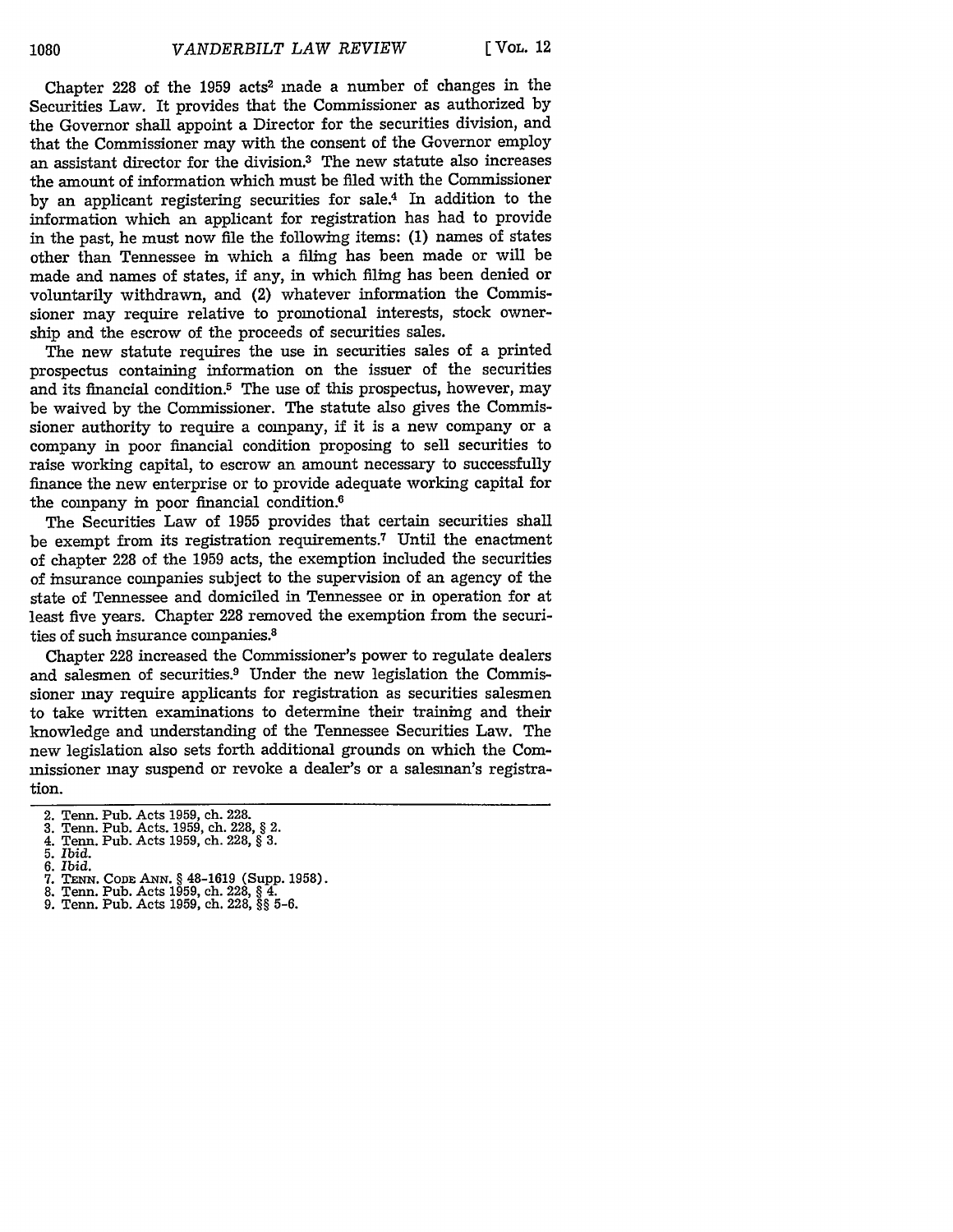Chapter 228 of the 1959 acts[2] made a number of changes in the Securities Law. It provides that the Commissioner as authorized by the Governor shall appoint a Director for the securities division, and that the Commissioner may with the consent of the Governor employ an assistant director for the division.[3] The new statute also increases the amount of information which must be filed with the Commissioner by an applicant registering securities for sale.[4] In addition to the information which an applicant for registration has had to provide in the past, he must now file the following items: (1) names of states other than Tennessee in which a filing has been made or will be made and names of states, if any, in which filing has been denied or voluntarily withdrawn, and (2) whatever information the Commissioner may require relative to promotional interests, stock ownership and the escrow of the proceeds of securities sales.

The new statute requires the use in securities sales of a printed prospectus containing information on the issuer of the securities and its financial condition.[5] The use of this prospectus, however, may be waived by the Commissioner. The statute also gives the Commissioner authority to require a company, if it is a new company or a company in poor financial condition proposing to sell securities to raise working capital, to escrow an amount necessary to successfully finance the new enterprise or to provide adequate working capital for the company in poor financial condition.[6]

The Securities Law of 1955 provides that certain securities shall be exempt from its registration requirements.[7] Until the enactment of chapter 228 of the 1959 acts, the exemption included the securities of insurance companies subject to the supervision of an agency of the state of Tennessee and domiciled in Tennessee or in operation for at least five years. Chapter 228 removed the exemption from the securities of such insurance companies.[8]

Chapter 228 increased the Commissioner's power to regulate dealers and salesmen of securities.[9] Under the new legislation the Commissioner may require applicants for registration as securities salesmen to take written examinations to determine their training and their knowledge and understanding of the Tennessee Securities Law. The new legislation also sets forth additional grounds on which the Commissioner may suspend or revoke a dealer's or a salesman's registration.

---

2. Tenn. Pub. Acts 1959, ch. 228.
3. Tenn. Pub. Acts. 1959, ch. 228, § 2.
4. Tenn. Pub. Acts 1959, ch. 228, § 3.
5. *Ibid.*
6. *Ibid.*
7. TENN. CODE ANN. § 48-1619 (Supp. 1958).
8. Tenn. Pub. Acts 1959, ch. 228, § 4.
9. Tenn. Pub. Acts 1959, ch. 228, §§ 5-6.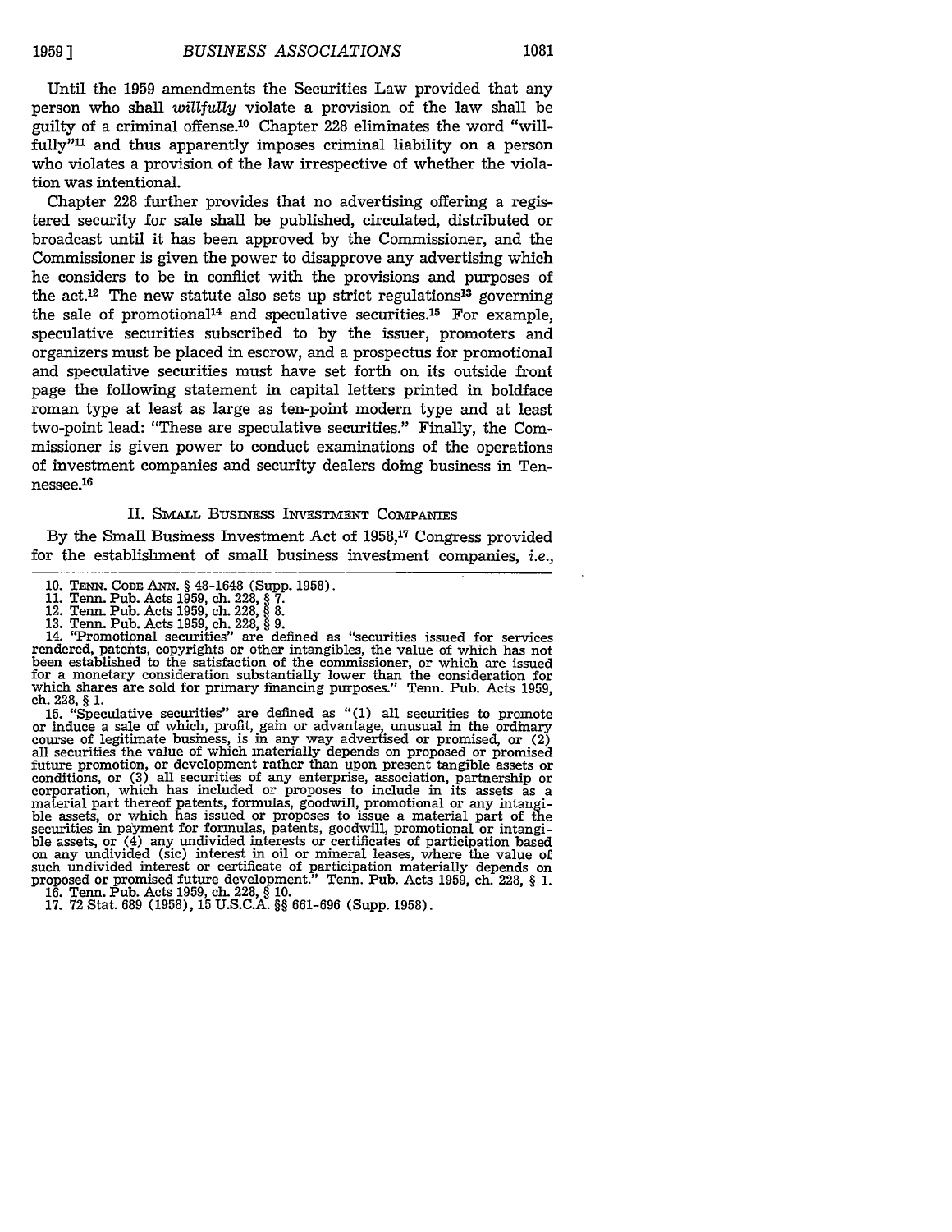Until the 1959 amendments the Securities Law provided that any person who shall *willfully* violate a provision of the law shall be guilty of a criminal offense.[10] Chapter 228 eliminates the word "willfully"[11] and thus apparently imposes criminal liability on a person who violates a provision of the law irrespective of whether the violation was intentional.

Chapter 228 further provides that no advertising offering a registered security for sale shall be published, circulated, distributed or broadcast until it has been approved by the Commissioner, and the Commissioner is given the power to disapprove any advertising which he considers to be in conflict with the provisions and purposes of the act.[12] The new statute also sets up strict regulations[13] governing the sale of promotional[14] and speculative securities.[15] For example, speculative securities subscribed to by the issuer, promoters and organizers must be placed in escrow, and a prospectus for promotional and speculative securities must have set forth on its outside front page the following statement in capital letters printed in boldface roman type at least as large as ten-point modern type and at least two-point lead: "These are speculative securities." Finally, the Commissioner is given power to conduct examinations of the operations of investment companies and security dealers doing business in Tennessee.[16]

## II. Small Business Investment Companies

By the Small Business Investment Act of 1958,[17] Congress provided for the establishment of small business investment companies, *i.e.*,

---

10. Tenn. Code Ann. § 48-1648 (Supp. 1958).
11. Tenn. Pub. Acts 1959, ch. 228, § 7.
12. Tenn. Pub. Acts 1959, ch. 228, § 8.
13. Tenn. Pub. Acts 1959, ch. 228, § 9.
14. "Promotional securities" are defined as "securities issued for services rendered, patents, copyrights or other intangibles, the value of which has not been established to the satisfaction of the commissioner, or which are issued for a monetary consideration substantially lower than the consideration for which shares are sold for primary financing purposes." Tenn. Pub. Acts 1959, ch. 228, § 1.
15. "Speculative securities" are defined as "(1) all securities to promote or induce a sale of which, profit, gain or advantage, unusual in the ordinary course of legitimate business, is in any way advertised or promised, or (2) all securities the value of which materially depends on proposed or promised future promotion, or development rather than upon present tangible assets or conditions, or (3) all securities of any enterprise, association, partnership or corporation, which has included or proposes to include in its assets as a material part thereof patents, formulas, goodwill, promotional or any intangible assets, or which has issued or proposes to issue a material part of the securities in payment for formulas, patents, goodwill, promotional or intangible assets, or (4) any undivided interests or certificates of participation based on any undivided (sic) interest in oil or mineral leases, where the value of such undivided interest or certificate of participation materially depends on proposed or promised future development." Tenn. Pub. Acts 1959, ch. 228, § 1.
16. Tenn. Pub. Acts 1959, ch. 228, § 10.
17. 72 Stat. 689 (1958), 15 U.S.C.A. §§ 661-696 (Supp. 1958).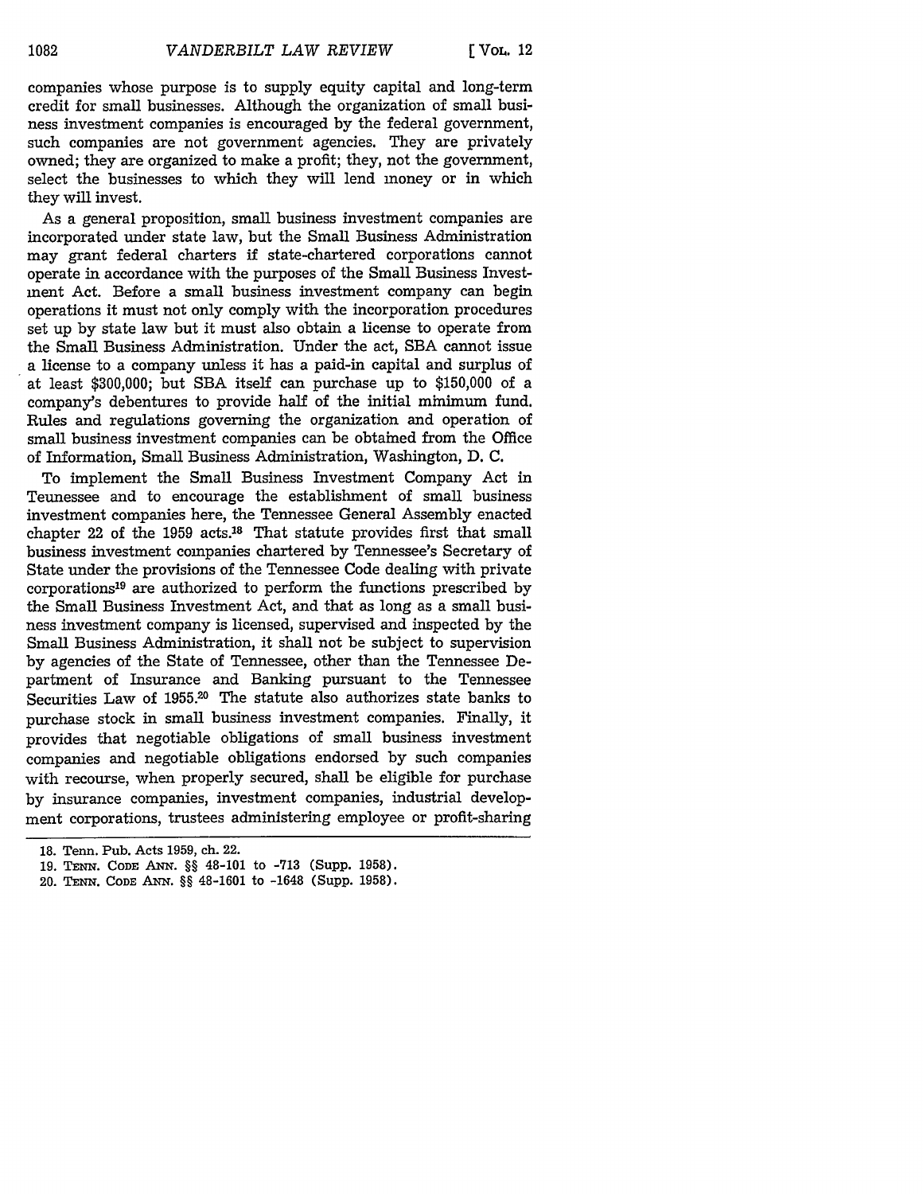companies whose purpose is to supply equity capital and long-term credit for small businesses. Although the organization of small business investment companies is encouraged by the federal government, such companies are not government agencies. They are privately owned; they are organized to make a profit; they, not the government, select the businesses to which they will lend money or in which they will invest.

As a general proposition, small business investment companies are incorporated under state law, but the Small Business Administration may grant federal charters if state-chartered corporations cannot operate in accordance with the purposes of the Small Business Investment Act. Before a small business investment company can begin operations it must not only comply with the incorporation procedures set up by state law but it must also obtain a license to operate from the Small Business Administration. Under the act, SBA cannot issue a license to a company unless it has a paid-in capital and surplus of at least $300,000; but SBA itself can purchase up to $150,000 of a company's debentures to provide half of the initial minimum fund. Rules and regulations governing the organization and operation of small business investment companies can be obtained from the Office of Information, Small Business Administration, Washington, D. C.

To implement the Small Business Investment Company Act in Tennessee and to encourage the establishment of small business investment companies here, the Tennessee General Assembly enacted chapter 22 of the 1959 acts.[18] That statute provides first that small business investment companies chartered by Tennessee's Secretary of State under the provisions of the Tennessee Code dealing with private corporations[19] are authorized to perform the functions prescribed by the Small Business Investment Act, and that as long as a small business investment company is licensed, supervised and inspected by the Small Business Administration, it shall not be subject to supervision by agencies of the State of Tennessee, other than the Tennessee Department of Insurance and Banking pursuant to the Tennessee Securities Law of 1955.[20] The statute also authorizes state banks to purchase stock in small business investment companies. Finally, it provides that negotiable obligations of small business investment companies and negotiable obligations endorsed by such companies with recourse, when properly secured, shall be eligible for purchase by insurance companies, investment companies, industrial development corporations, trustees administering employee or profit-sharing

---

18. Tenn. Pub. Acts 1959, ch. 22.

19. TENN. CODE ANN. §§ 48-101 to -713 (Supp. 1958).

20. TENN. CODE ANN. §§ 48-1601 to -1648 (Supp. 1958).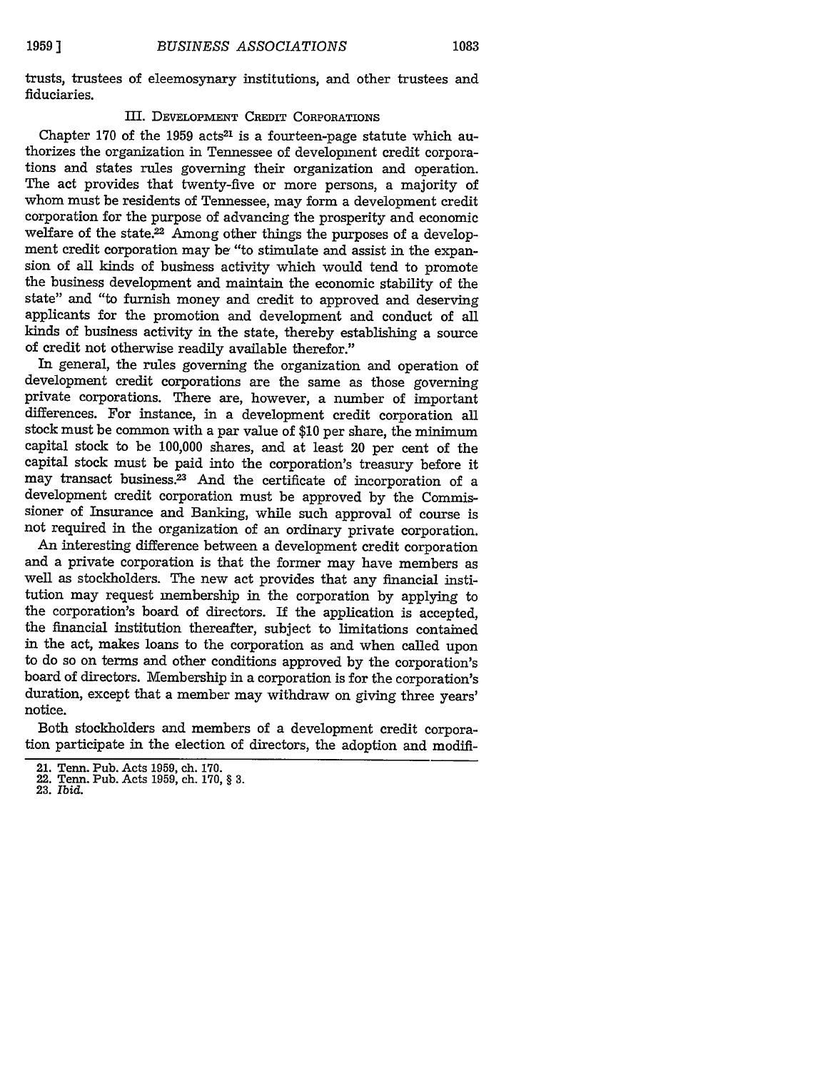trusts, trustees of eleemosynary institutions, and other trustees and fiduciaries.

### III. Development Credit Corporations

Chapter 170 of the 1959 acts[21] is a fourteen-page statute which authorizes the organization in Tennessee of development credit corporations and states rules governing their organization and operation. The act provides that twenty-five or more persons, a majority of whom must be residents of Tennessee, may form a development credit corporation for the purpose of advancing the prosperity and economic welfare of the state.[22] Among other things the purposes of a development credit corporation may be "to stimulate and assist in the expansion of all kinds of business activity which would tend to promote the business development and maintain the economic stability of the state" and "to furnish money and credit to approved and deserving applicants for the promotion and development and conduct of all kinds of business activity in the state, thereby establishing a source of credit not otherwise readily available therefor."

In general, the rules governing the organization and operation of development credit corporations are the same as those governing private corporations. There are, however, a number of important differences. For instance, in a development credit corporation all stock must be common with a par value of $10 per share, the minimum capital stock to be 100,000 shares, and at least 20 per cent of the capital stock must be paid into the corporation's treasury before it may transact business.[23] And the certificate of incorporation of a development credit corporation must be approved by the Commissioner of Insurance and Banking, while such approval of course is not required in the organization of an ordinary private corporation.

An interesting difference between a development credit corporation and a private corporation is that the former may have members as well as stockholders. The new act provides that any financial institution may request membership in the corporation by applying to the corporation's board of directors. If the application is accepted, the financial institution thereafter, subject to limitations contained in the act, makes loans to the corporation as and when called upon to do so on terms and other conditions approved by the corporation's board of directors. Membership in a corporation is for the corporation's duration, except that a member may withdraw on giving three years' notice.

Both stockholders and members of a development credit corporation participate in the election of directors, the adoption and modifi-

---

21. Tenn. Pub. Acts 1959, ch. 170.
22. Tenn. Pub. Acts 1959, ch. 170, § 3.
23. *Ibid.*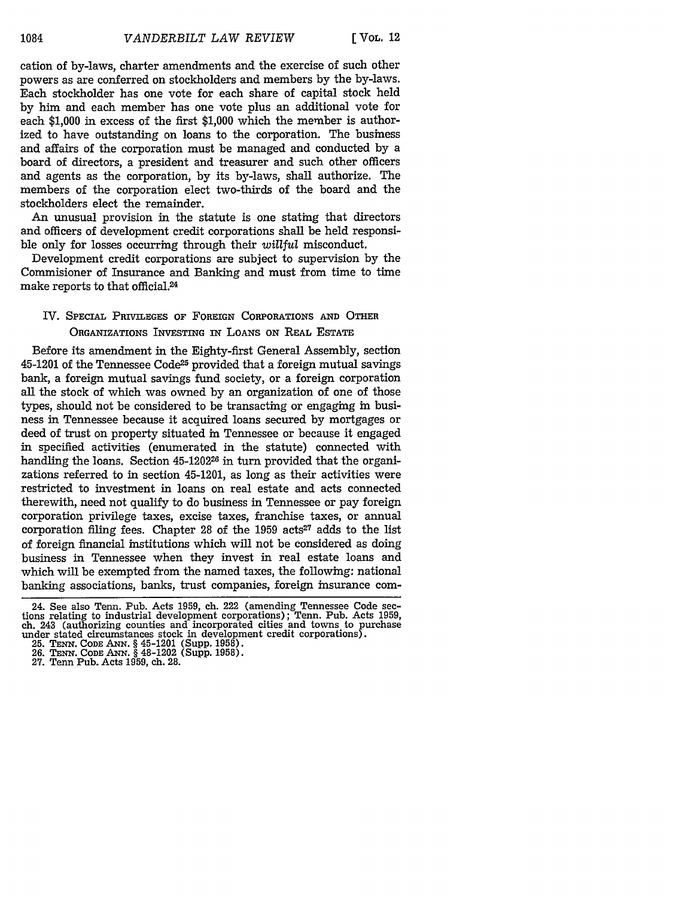cation of by-laws, charter amendments and the exercise of such other powers as are conferred on stockholders and members by the by-laws. Each stockholder has one vote for each share of capital stock held by him and each member has one vote plus an additional vote for each $1,000 in excess of the first $1,000 which the member is authorized to have outstanding on loans to the corporation. The business and affairs of the corporation must be managed and conducted by a board of directors, a president and treasurer and such other officers and agents as the corporation, by its by-laws, shall authorize. The members of the corporation elect two-thirds of the board and the stockholders elect the remainder.

An unusual provision in the statute is one stating that directors and officers of development credit corporations shall be held responsible only for losses occurring through their *willful* misconduct.

Development credit corporations are subject to supervision by the Commisioner of Insurance and Banking and must from time to time make reports to that official.[24]

## IV. SPECIAL PRIVILEGES OF FOREIGN CORPORATIONS AND OTHER ORGANIZATIONS INVESTING IN LOANS ON REAL ESTATE

Before its amendment in the Eighty-first General Assembly, section 45-1201 of the Tennessee Code[25] provided that a foreign mutual savings bank, a foreign mutual savings fund society, or a foreign corporation all the stock of which was owned by an organization of one of those types, should not be considered to be transacting or engaging in business in Tennessee because it acquired loans secured by mortgages or deed of trust on property situated in Tennessee or because it engaged in specified activities (enumerated in the statute) connected with handling the loans. Section 45-1202[26] in turn provided that the organizations referred to in section 45-1201, as long as their activities were restricted to investment in loans on real estate and acts connected therewith, need not qualify to do business in Tennessee or pay foreign corporation privilege taxes, excise taxes, franchise taxes, or annual corporation filing fees. Chapter 28 of the 1959 acts[27] adds to the list of foreign financial institutions which will not be considered as doing business in Tennessee when they invest in real estate loans and which will be exempted from the named taxes, the following: national banking associations, banks, trust companies, foreign insurance com-

---

24. See also Tenn. Pub. Acts 1959, ch. 222 (amending Tennessee Code sections relating to industrial development corporations); Tenn. Pub. Acts 1959, ch. 243 (authorizing counties and incorporated cities and towns to purchase under stated circumstances stock in development credit corporations).

25. TENN. CODE ANN. § 45-1201 (Supp. 1958).

26. TENN. CODE ANN. § 48-1202 (Supp. 1958).

27. Tenn Pub. Acts 1959, ch. 28.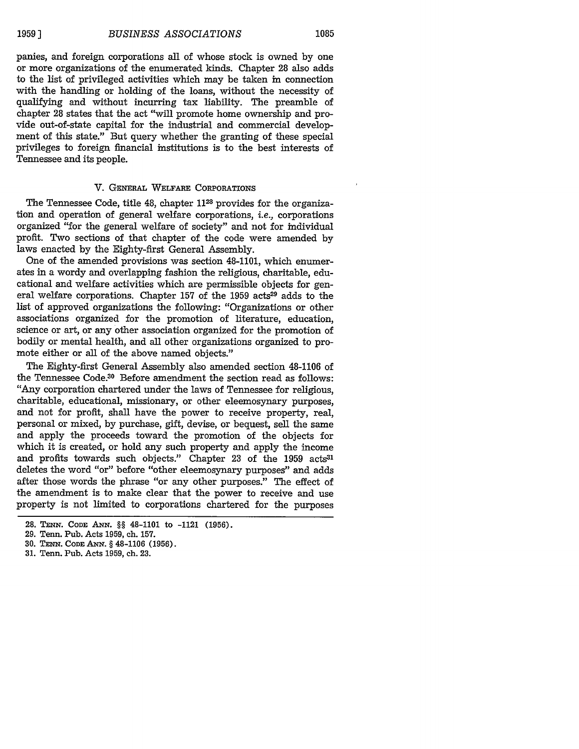panies, and foreign corporations all of whose stock is owned by one or more organizations of the enumerated kinds. Chapter 28 also adds to the list of privileged activities which may be taken in connection with the handling or holding of the loans, without the necessity of qualifying and without incurring tax liability. The preamble of chapter 28 states that the act "will promote home ownership and provide out-of-state capital for the industrial and commercial development of this state." But query whether the granting of these special privileges to foreign financial institutions is to the best interests of Tennessee and its people.

## V. General Welfare Corporations

The Tennessee Code, title 48, chapter 11[28] provides for the organization and operation of general welfare corporations, *i.e.*, corporations organized "for the general welfare of society" and not for individual profit. Two sections of that chapter of the code were amended by laws enacted by the Eighty-first General Assembly.

One of the amended provisions was section 48-1101, which enumerates in a wordy and overlapping fashion the religious, charitable, educational and welfare activities which are permissible objects for general welfare corporations. Chapter 157 of the 1959 acts[29] adds to the list of approved organizations the following: "Organizations or other associations organized for the promotion of literature, education, science or art, or any other association organized for the promotion of bodily or mental health, and all other organizations organized to promote either or all of the above named objects."

The Eighty-first General Assembly also amended section 48-1106 of the Tennessee Code.[30] Before amendment the section read as follows: "Any corporation chartered under the laws of Tennessee for religious, charitable, educational, missionary, or other eleemosynary purposes, and not for profit, shall have the power to receive property, real, personal or mixed, by purchase, gift, devise, or bequest, sell the same and apply the proceeds toward the promotion of the objects for which it is created, or hold any such property and apply the income and profits towards such objects." Chapter 23 of the 1959 acts[31] deletes the word "or" before "other eleemosynary purposes" and adds after those words the phrase "or any other purposes." The effect of the amendment is to make clear that the power to receive and use property is not limited to corporations chartered for the purposes

---

28. Tenn. Code Ann. §§ 48-1101 to -1121 (1956).
29. Tenn. Pub. Acts 1959, ch. 157.
30. Tenn. Code Ann. § 48-1106 (1956).
31. Tenn. Pub. Acts 1959, ch. 23.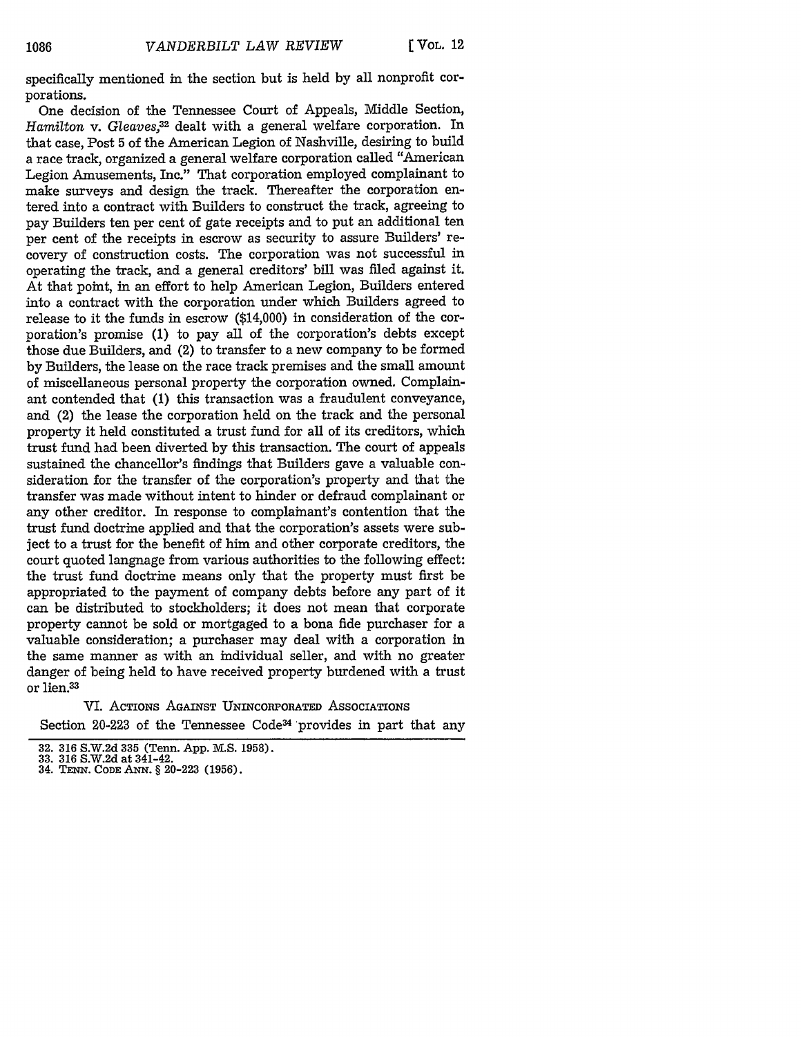specifically mentioned in the section but is held by all nonprofit corporations.

One decision of the Tennessee Court of Appeals, Middle Section, *Hamilton* v. *Gleaves*,[32] dealt with a general welfare corporation. In that case, Post 5 of the American Legion of Nashville, desiring to build a race track, organized a general welfare corporation called "American Legion Amusements, Inc." That corporation employed complainant to make surveys and design the track. Thereafter the corporation entered into a contract with Builders to construct the track, agreeing to pay Builders ten per cent of gate receipts and to put an additional ten per cent of the receipts in escrow as security to assure Builders' recovery of construction costs. The corporation was not successful in operating the track, and a general creditors' bill was filed against it. At that point, in an effort to help American Legion, Builders entered into a contract with the corporation under which Builders agreed to release to it the funds in escrow ($14,000) in consideration of the corporation's promise (1) to pay all of the corporation's debts except those due Builders, and (2) to transfer to a new company to be formed by Builders, the lease on the race track premises and the small amount of miscellaneous personal property the corporation owned. Complainant contended that (1) this transaction was a fraudulent conveyance, and (2) the lease the corporation held on the track and the personal property it held constituted a trust fund for all of its creditors, which trust fund had been diverted by this transaction. The court of appeals sustained the chancellor's findings that Builders gave a valuable consideration for the transfer of the corporation's property and that the transfer was made without intent to hinder or defraud complainant or any other creditor. In response to complainant's contention that the trust fund doctrine applied and that the corporation's assets were subject to a trust for the benefit of him and other corporate creditors, the court quoted language from various authorities to the following effect: the trust fund doctrine means only that the property must first be appropriated to the payment of company debts before any part of it can be distributed to stockholders; it does not mean that corporate property cannot be sold or mortgaged to a bona fide purchaser for a valuable consideration; a purchaser may deal with a corporation in the same manner as with an individual seller, and with no greater danger of being held to have received property burdened with a trust or lien.[33]

## VI. Actions Against Unincorporated Associations

Section 20-223 of the Tennessee Code[34] provides in part that any

---

32. 316 S.W.2d 335 (Tenn. App. M.S. 1958).

33. 316 S.W.2d at 341-42.

34. Tenn. Code Ann. § 20-223 (1956).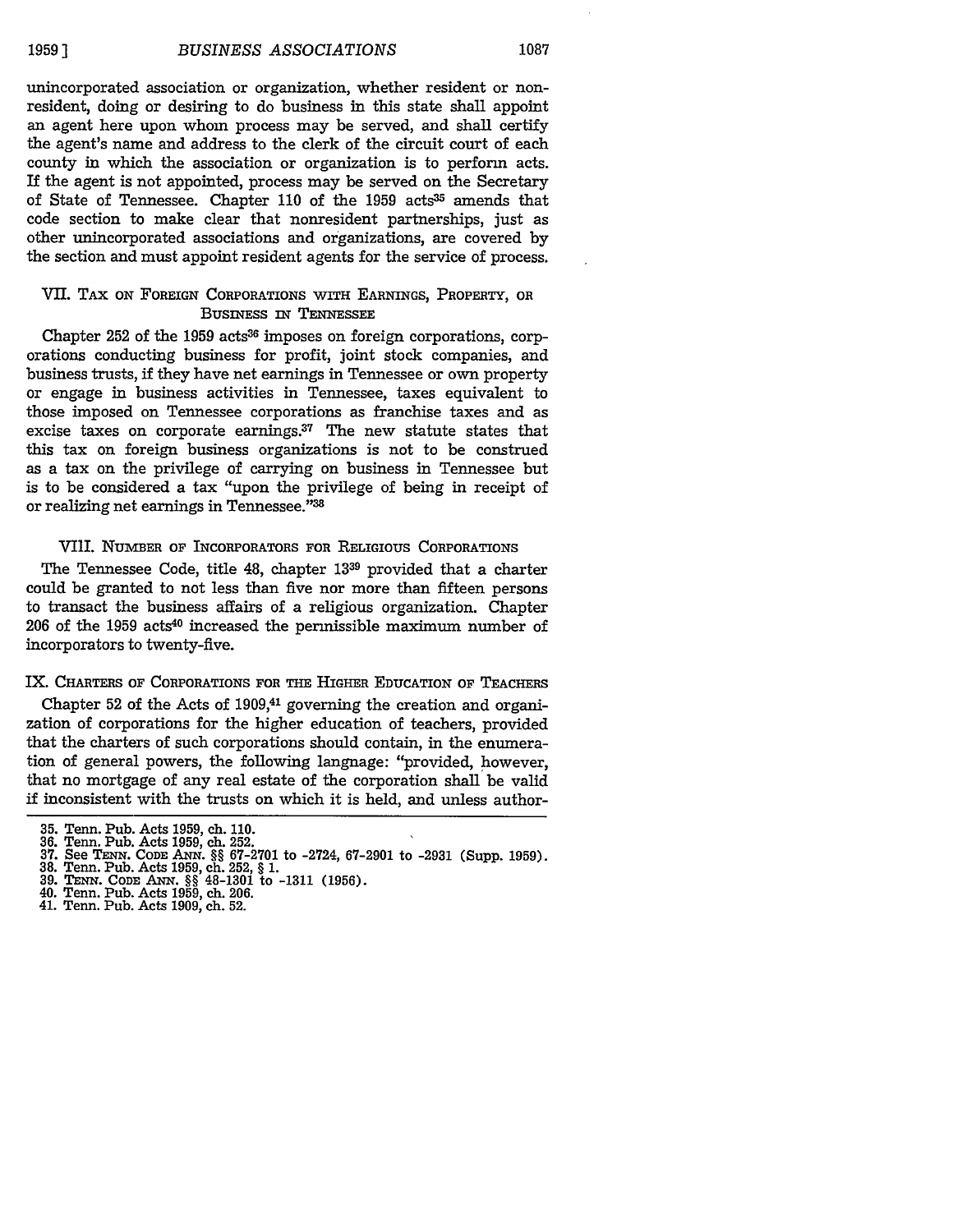unincorporated association or organization, whether resident or non-resident, doing or desiring to do business in this state shall appoint an agent here upon whom process may be served, and shall certify the agent's name and address to the clerk of the circuit court of each county in which the association or organization is to perform acts. If the agent is not appointed, process may be served on the Secretary of State of Tennessee. Chapter 110 of the 1959 acts[35] amends that code section to make clear that nonresident partnerships, just as other unincorporated associations and organizations, are covered by the section and must appoint resident agents for the service of process.

## VII. Tax on Foreign Corporations with Earnings, Property, or Business in Tennessee

Chapter 252 of the 1959 acts[36] imposes on foreign corporations, corporations conducting business for profit, joint stock companies, and business trusts, if they have net earnings in Tennessee or own property or engage in business activities in Tennessee, taxes equivalent to those imposed on Tennessee corporations as franchise taxes and as excise taxes on corporate earnings.[37] The new statute states that this tax on foreign business organizations is not to be construed as a tax on the privilege of carrying on business in Tennessee but is to be considered a tax "upon the privilege of being in receipt of or realizing net earnings in Tennessee."[38]

## VIII. Number of Incorporators for Religious Corporations

The Tennessee Code, title 48, chapter 13[39] provided that a charter could be granted to not less than five nor more than fifteen persons to transact the business affairs of a religious organization. Chapter 206 of the 1959 acts[40] increased the permissible maximum number of incorporators to twenty-five.

## IX. Charters of Corporations for the Higher Education of Teachers

Chapter 52 of the Acts of 1909,[41] governing the creation and organization of corporations for the higher education of teachers, provided that the charters of such corporations should contain, in the enumeration of general powers, the following language: "provided, however, that no mortgage of any real estate of the corporation shall be valid if inconsistent with the trusts on which it is held, and unless author-

---

35. Tenn. Pub. Acts 1959, ch. 110.
36. Tenn. Pub. Acts 1959, ch. 252.
37. See Tenn. Code Ann. §§ 67-2701 to -2724, 67-2901 to -2931 (Supp. 1959).
38. Tenn. Pub. Acts 1959, ch. 252, § 1.
39. Tenn. Code Ann. §§ 48-1301 to -1311 (1956).
40. Tenn. Pub. Acts 1959, ch. 206.
41. Tenn. Pub. Acts 1909, ch. 52.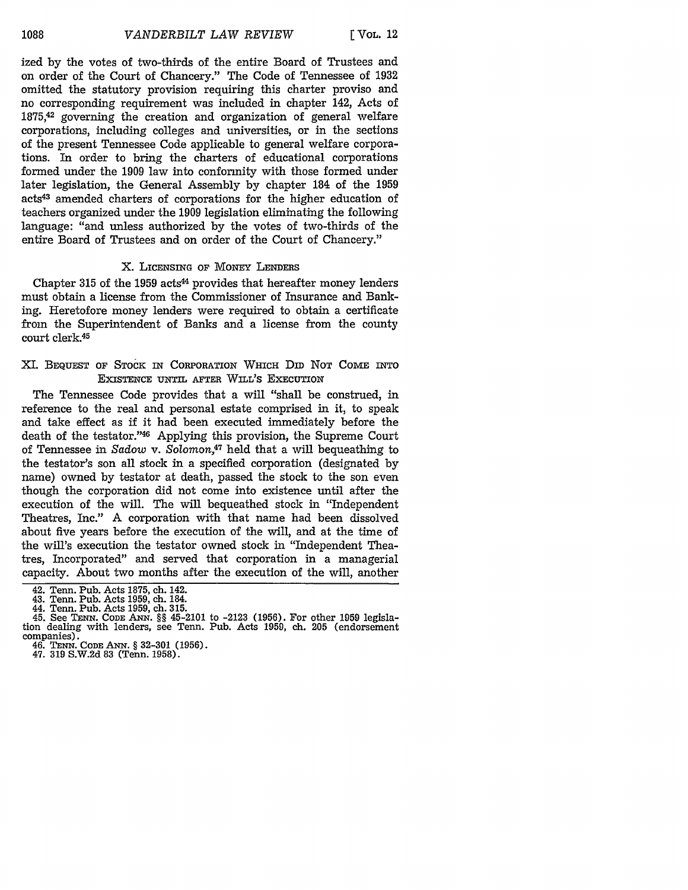ized by the votes of two-thirds of the entire Board of Trustees and on order of the Court of Chancery." The Code of Tennessee of 1932 omitted the statutory provision requiring this charter proviso and no corresponding requirement was included in chapter 142, Acts of 1875,[42] governing the creation and organization of general welfare corporations, including colleges and universities, or in the sections of the present Tennessee Code applicable to general welfare corporations. In order to bring the charters of educational corporations formed under the 1909 law into conformity with those formed under later legislation, the General Assembly by chapter 184 of the 1959 acts[43] amended charters of corporations for the higher education of teachers organized under the 1909 legislation eliminating the following language: "and unless authorized by the votes of two-thirds of the entire Board of Trustees and on order of the Court of Chancery."

## X. Licensing of Money Lenders

Chapter 315 of the 1959 acts[44] provides that hereafter money lenders must obtain a license from the Commissioner of Insurance and Banking. Heretofore money lenders were required to obtain a certificate from the Superintendent of Banks and a license from the county court clerk.[45]

## XI. Bequest of Stock in Corporation Which Did Not Come into Existence until after Will's Execution

The Tennessee Code provides that a will "shall be construed, in reference to the real and personal estate comprised in it, to speak and take effect as if it had been executed immediately before the death of the testator."[46] Applying this provision, the Supreme Court of Tennessee in *Sadow v. Solomon*,[47] held that a will bequeathing to the testator's son all stock in a specified corporation (designated by name) owned by testator at death, passed the stock to the son even though the corporation did not come into existence until after the execution of the will. The will bequeathed stock in "Independent Theatres, Inc." A corporation with that name had been dissolved about five years before the execution of the will, and at the time of the will's execution the testator owned stock in "Independent Theatres, Incorporated" and served that corporation in a managerial capacity. About two months after the execution of the will, another

42. Tenn. Pub. Acts 1875, ch. 142.
43. Tenn. Pub. Acts 1959, ch. 184.
44. Tenn. Pub. Acts 1959, ch. 315.
45. See Tenn. Code Ann. §§ 45-2101 to -2123 (1956). For other 1959 legislation dealing with lenders, see Tenn. Pub. Acts 1959, ch. 205 (endorsement companies).
46. Tenn. Code Ann. § 32-301 (1956).
47. 319 S.W.2d 83 (Tenn. 1958).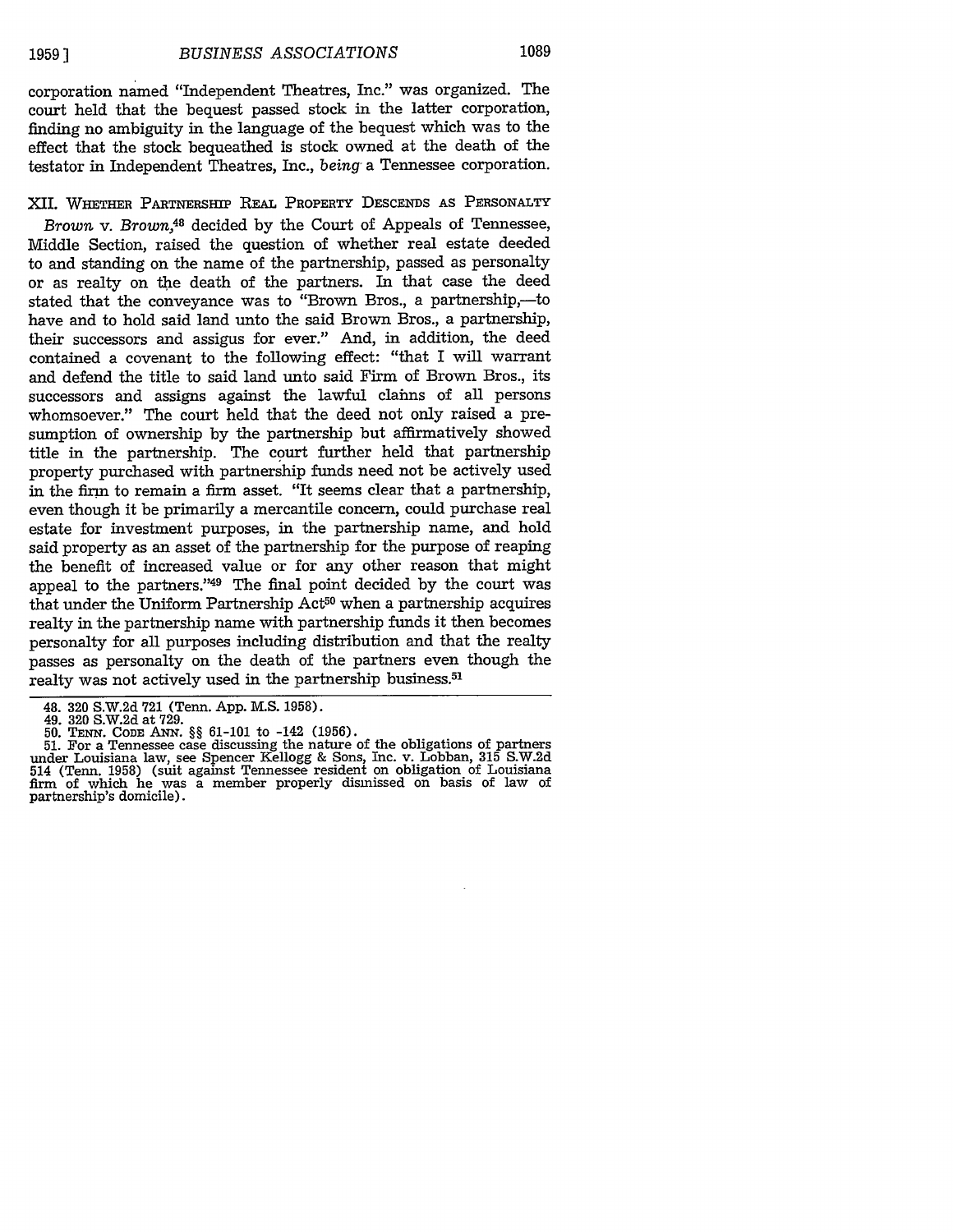corporation named "Independent Theatres, Inc." was organized. The court held that the bequest passed stock in the latter corporation, finding no ambiguity in the language of the bequest which was to the effect that the stock bequeathed is stock owned at the death of the testator in Independent Theatres, Inc., *being* a Tennessee corporation.

## XII. Whether Partnership Real Property Descends as Personalty

*Brown v. Brown*,[48] decided by the Court of Appeals of Tennessee, Middle Section, raised the question of whether real estate deeded to and standing on the name of the partnership, passed as personalty or as realty on the death of the partners. In that case the deed stated that the conveyance was to "Brown Bros., a partnership,—to have and to hold said land unto the said Brown Bros., a partnership, their successors and assigus for ever." And, in addition, the deed contained a covenant to the following effect: "that I will warrant and defend the title to said land unto said Firm of Brown Bros., its successors and assigns against the lawful clahns of all persons whomsoever." The court held that the deed not only raised a presumption of ownership by the partnership but affirmatively showed title in the partnership. The court further held that partnership property purchased with partnership funds need not be actively used in the firm to remain a firm asset. "It seems clear that a partnership, even though it be primarily a mercantile concern, could purchase real estate for investment purposes, in the partnership name, and hold said property as an asset of the partnership for the purpose of reaping the benefit of increased value or for any other reason that might appeal to the partners."[49] The final point decided by the court was that under the Uniform Partnership Act[50] when a partnership acquires realty in the partnership name with partnership funds it then becomes personalty for all purposes including distribution and that the realty passes as personalty on the death of the partners even though the realty was not actively used in the partnership business.[51]

---

48. 320 S.W.2d 721 (Tenn. App. M.S. 1958).

49. 320 S.W.2d at 729.

50. Tenn. Code Ann. §§ 61-101 to -142 (1956).

51. For a Tennessee case discussing the nature of the obligations of partners under Louisiana law, see Spencer Kellogg & Sons, Inc. v. Lobban, 315 S.W.2d 514 (Tenn. 1958) (suit against Tennessee resident on obligation of Louisiana firm of which he was a member properly dismissed on basis of law of partnership's domicile).